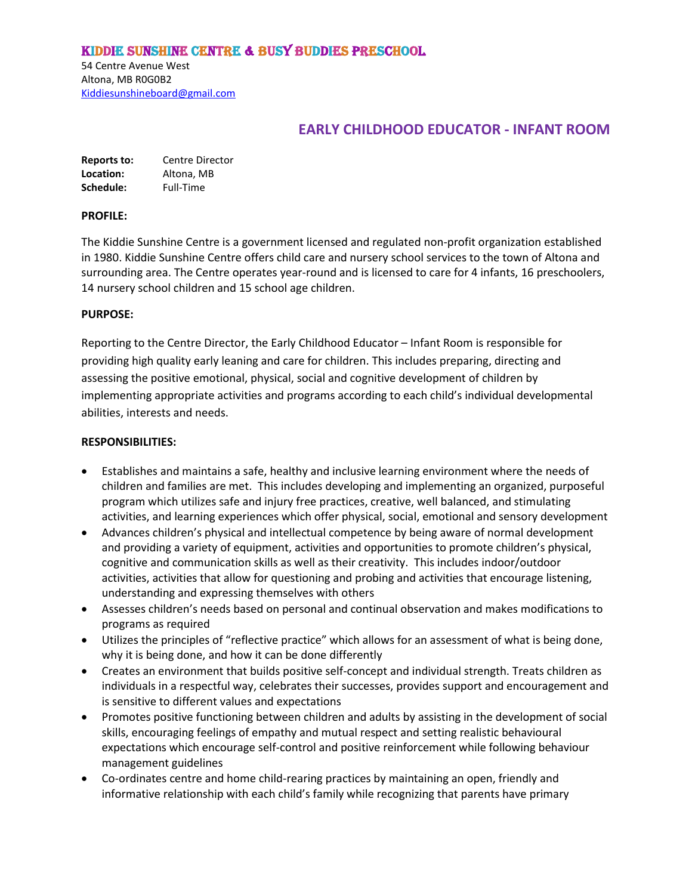# KIDDIE SUNSHINE CENTRE & BUSY BUDDIES PRESCHOOL

54 Centre Avenue West
Altona, MB R0G0B2
Kiddiesunshineboard@gmail.com

## EARLY CHILDHOOD EDUCATOR - INFANT ROOM

**Reports to:** Centre Director
**Location:** Altona, MB
**Schedule:** Full-Time

**PROFILE:**

The Kiddie Sunshine Centre is a government licensed and regulated non-profit organization established in 1980. Kiddie Sunshine Centre offers child care and nursery school services to the town of Altona and surrounding area. The Centre operates year-round and is licensed to care for 4 infants, 16 preschoolers, 14 nursery school children and 15 school age children.

**PURPOSE:**

Reporting to the Centre Director, the Early Childhood Educator – Infant Room is responsible for providing high quality early leaning and care for children. This includes preparing, directing and assessing the positive emotional, physical, social and cognitive development of children by implementing appropriate activities and programs according to each child's individual developmental abilities, interests and needs.

**RESPONSIBILITIES:**

- Establishes and maintains a safe, healthy and inclusive learning environment where the needs of children and families are met. This includes developing and implementing an organized, purposeful program which utilizes safe and injury free practices, creative, well balanced, and stimulating activities, and learning experiences which offer physical, social, emotional and sensory development
- Advances children's physical and intellectual competence by being aware of normal development and providing a variety of equipment, activities and opportunities to promote children's physical, cognitive and communication skills as well as their creativity. This includes indoor/outdoor activities, activities that allow for questioning and probing and activities that encourage listening, understanding and expressing themselves with others
- Assesses children's needs based on personal and continual observation and makes modifications to programs as required
- Utilizes the principles of "reflective practice" which allows for an assessment of what is being done, why it is being done, and how it can be done differently
- Creates an environment that builds positive self-concept and individual strength. Treats children as individuals in a respectful way, celebrates their successes, provides support and encouragement and is sensitive to different values and expectations
- Promotes positive functioning between children and adults by assisting in the development of social skills, encouraging feelings of empathy and mutual respect and setting realistic behavioural expectations which encourage self-control and positive reinforcement while following behaviour management guidelines
- Co-ordinates centre and home child-rearing practices by maintaining an open, friendly and informative relationship with each child's family while recognizing that parents have primary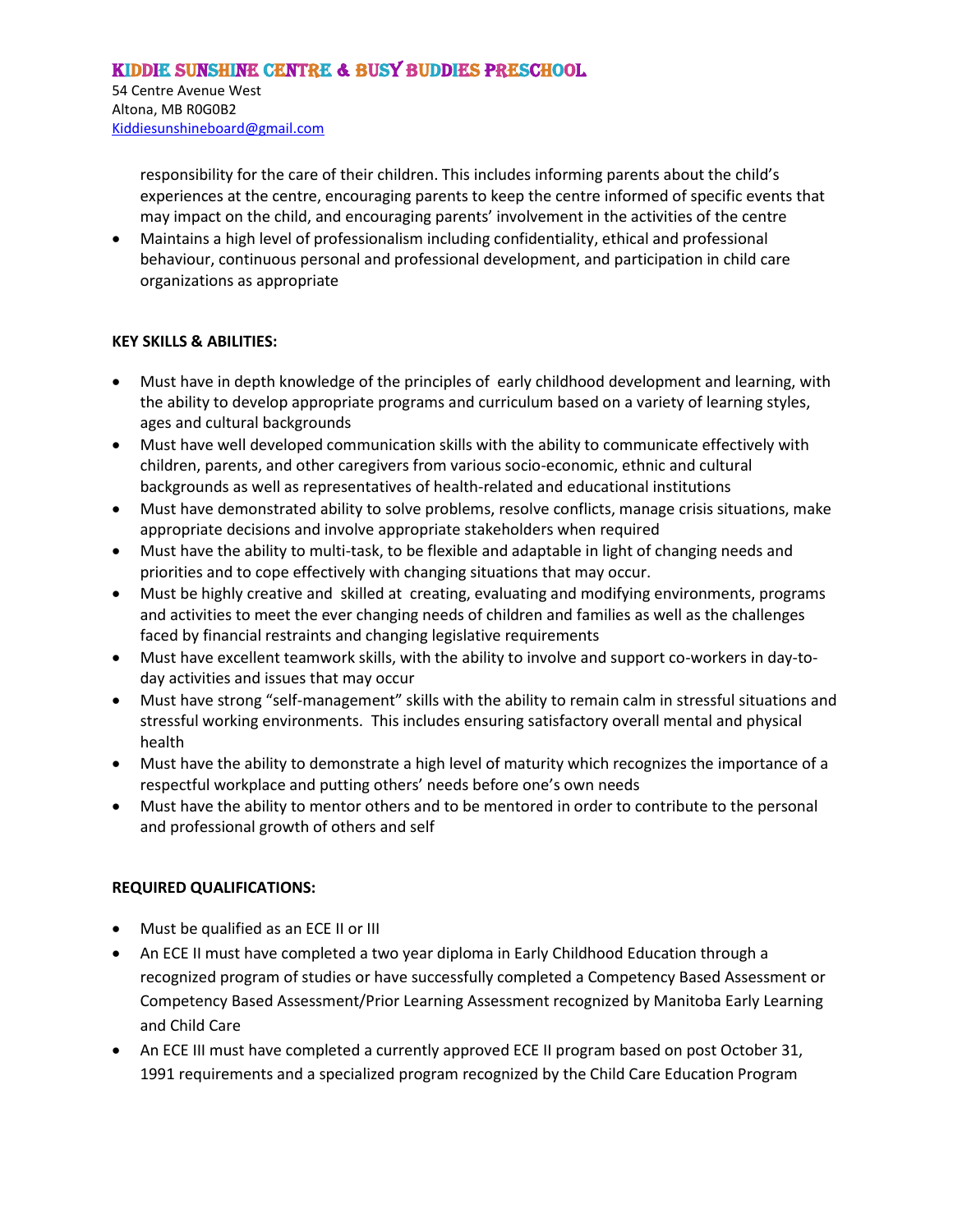responsibility for the care of their children. This includes informing parents about the child's experiences at the centre, encouraging parents to keep the centre informed of specific events that may impact on the child, and encouraging parents' involvement in the activities of the centre

- Maintains a high level of professionalism including confidentiality, ethical and professional behaviour, continuous personal and professional development, and participation in child care organizations as appropriate

**KEY SKILLS & ABILITIES:**

- Must have in depth knowledge of the principles of early childhood development and learning, with the ability to develop appropriate programs and curriculum based on a variety of learning styles, ages and cultural backgrounds
- Must have well developed communication skills with the ability to communicate effectively with children, parents, and other caregivers from various socio-economic, ethnic and cultural backgrounds as well as representatives of health-related and educational institutions
- Must have demonstrated ability to solve problems, resolve conflicts, manage crisis situations, make appropriate decisions and involve appropriate stakeholders when required
- Must have the ability to multi-task, to be flexible and adaptable in light of changing needs and priorities and to cope effectively with changing situations that may occur.
- Must be highly creative and skilled at creating, evaluating and modifying environments, programs and activities to meet the ever changing needs of children and families as well as the challenges faced by financial restraints and changing legislative requirements
- Must have excellent teamwork skills, with the ability to involve and support co-workers in day-to-day activities and issues that may occur
- Must have strong "self-management" skills with the ability to remain calm in stressful situations and stressful working environments. This includes ensuring satisfactory overall mental and physical health
- Must have the ability to demonstrate a high level of maturity which recognizes the importance of a respectful workplace and putting others' needs before one's own needs
- Must have the ability to mentor others and to be mentored in order to contribute to the personal and professional growth of others and self

**REQUIRED QUALIFICATIONS:**

- Must be qualified as an ECE II or III
- An ECE II must have completed a two year diploma in Early Childhood Education through a recognized program of studies or have successfully completed a Competency Based Assessment or Competency Based Assessment/Prior Learning Assessment recognized by Manitoba Early Learning and Child Care
- An ECE III must have completed a currently approved ECE II program based on post October 31, 1991 requirements and a specialized program recognized by the Child Care Education Program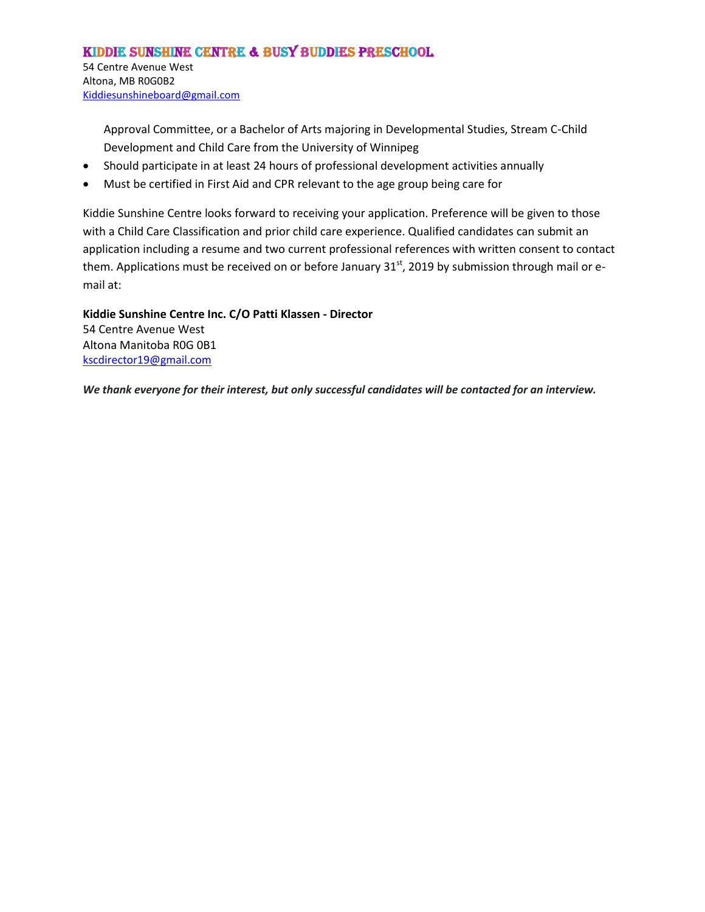# KIDDIE SUNSHINE CENTRE & BUSY BUDDIES PRESCHOOL

54 Centre Avenue West
Altona, MB R0G0B2
Kiddiesunshineboard@gmail.com

Approval Committee, or a Bachelor of Arts majoring in Developmental Studies, Stream C-Child Development and Child Care from the University of Winnipeg

- Should participate in at least 24 hours of professional development activities annually
- Must be certified in First Aid and CPR relevant to the age group being care for

Kiddie Sunshine Centre looks forward to receiving your application. Preference will be given to those with a Child Care Classification and prior child care experience. Qualified candidates can submit an application including a resume and two current professional references with written consent to contact them. Applications must be received on or before January 31st, 2019 by submission through mail or e-mail at:

**Kiddie Sunshine Centre Inc. C/O Patti Klassen - Director**
54 Centre Avenue West
Altona Manitoba R0G 0B1
kscdirector19@gmail.com

***We thank everyone for their interest, but only successful candidates will be contacted for an interview.***